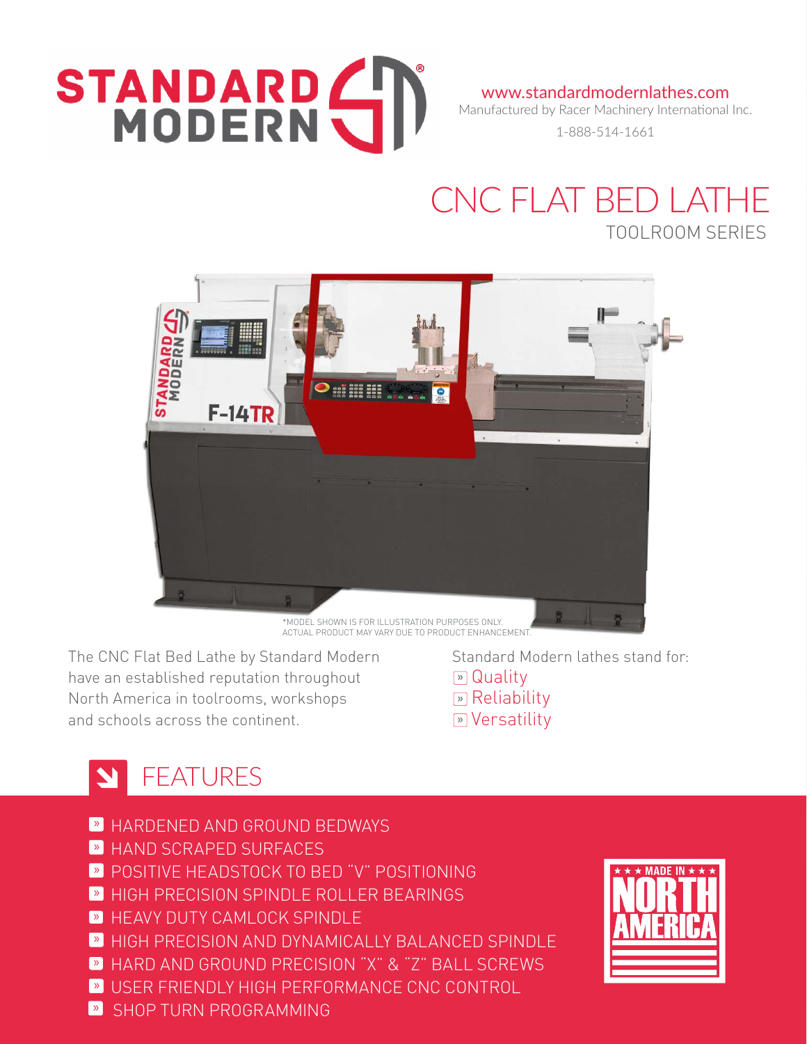STANDARD MODERN®

www.standardmodernlathes.com
Manufactured by Racer Machinery International Inc.
1-888-514-1661

# CNC FLAT BED LATHE

## TOOLROOM SERIES

*MODEL SHOWN IS FOR ILLUSTRATION PURPOSES ONLY.
ACTUAL PRODUCT MAY VARY DUE TO PRODUCT ENHANCEMENT.

The CNC Flat Bed Lathe by Standard Modern have an established reputation throughout North America in toolrooms, workshops and schools across the continent.

Standard Modern lathes stand for:

- Quality
- Reliability
- Versatility

## FEATURES

- HARDENED AND GROUND BEDWAYS
- HAND SCRAPED SURFACES
- POSITIVE HEADSTOCK TO BED "V" POSITIONING
- HIGH PRECISION SPINDLE ROLLER BEARINGS
- HEAVY DUTY CAMLOCK SPINDLE
- HIGH PRECISION AND DYNAMICALLY BALANCED SPINDLE
- HARD AND GROUND PRECISION "X" & "Z" BALL SCREWS
- USER FRIENDLY HIGH PERFORMANCE CNC CONTROL
- SHOP TURN PROGRAMMING

★ ★ ★ MADE IN ★ ★ ★ NORTH AMERICA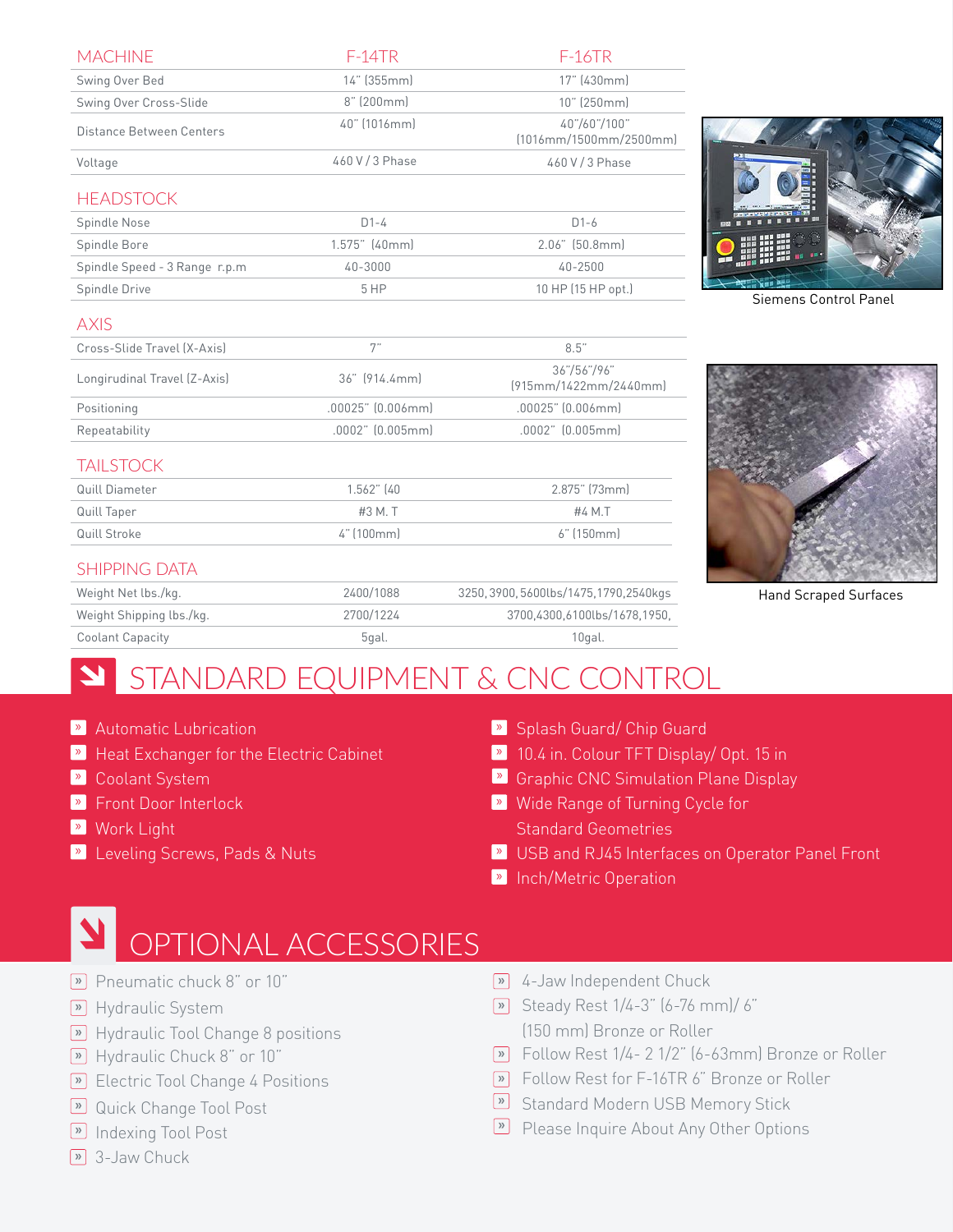| MACHINE | F-14TR | F-16TR |
|---|---|---|
| Swing Over Bed | 14" (355mm) | 17" (430mm) |
| Swing Over Cross-Slide | 8" (200mm) | 10" (250mm) |
| Distance Between Centers | 40" (1016mm) | 40"/60"/100" (1016mm/1500mm/2500mm) |
| Voltage | 460 V / 3 Phase | 460 V / 3 Phase |

## HEADSTOCK

| | | |
|---|---|---|
| Spindle Nose | D1-4 | D1-6 |
| Spindle Bore | 1.575" (40mm) | 2.06" (50.8mm) |
| Spindle Speed - 3 Range r.p.m | 40-3000 | 40-2500 |
| Spindle Drive | 5 HP | 10 HP (15 HP opt.) |

## AXIS

| | | |
|---|---|---|
| Cross-Slide Travel (X-Axis) | 7" | 8.5" |
| Longirudinal Travel (Z-Axis) | 36" (914.4mm) | 36"/56"/96" (915mm/1422mm/2440mm) |
| Positioning | .00025" (0.006mm) | .00025" (0.006mm) |
| Repeatability | .0002" (0.005mm) | .0002" (0.005mm) |

## TAILSTOCK

| | | |
|---|---|---|
| Quill Diameter | 1.562" (40 | 2.875" (73mm) |
| Quill Taper | #3 M. T | #4 M.T |
| Quill Stroke | 4" (100mm) | 6" (150mm) |

## SHIPPING DATA

| | | |
|---|---|---|
| Weight Net lbs./kg. | 2400/1088 | 3250, 3900, 5600lbs/1475,1790,2540kgs |
| Weight Shipping lbs./kg. | 2700/1224 | 3700,4300,6100lbs/1678,1950, |
| Coolant Capacity | 5gal. | 10gal. |

Siemens Control Panel

Hand Scraped Surfaces

## STANDARD EQUIPMENT & CNC CONTROL

- Automatic Lubrication
- Heat Exchanger for the Electric Cabinet
- Coolant System
- Front Door Interlock
- Work Light
- Leveling Screws, Pads & Nuts
- Splash Guard/ Chip Guard
- 10.4 in. Colour TFT Display/ Opt. 15 in
- Graphic CNC Simulation Plane Display
- Wide Range of Turning Cycle for Standard Geometries
- USB and RJ45 Interfaces on Operator Panel Front
- Inch/Metric Operation

## OPTIONAL ACCESSORIES

- Pneumatic chuck 8" or 10"
- Hydraulic System
- Hydraulic Tool Change 8 positions
- Hydraulic Chuck 8" or 10"
- Electric Tool Change 4 Positions
- Quick Change Tool Post
- Indexing Tool Post
- 3-Jaw Chuck
- 4-Jaw Independent Chuck
- Steady Rest 1/4-3" (6-76 mm)/ 6" (150 mm) Bronze or Roller
- Follow Rest 1/4- 2 1/2" (6-63mm) Bronze or Roller
- Follow Rest for F-16TR 6" Bronze or Roller
- Standard Modern USB Memory Stick
- Please Inquire About Any Other Options